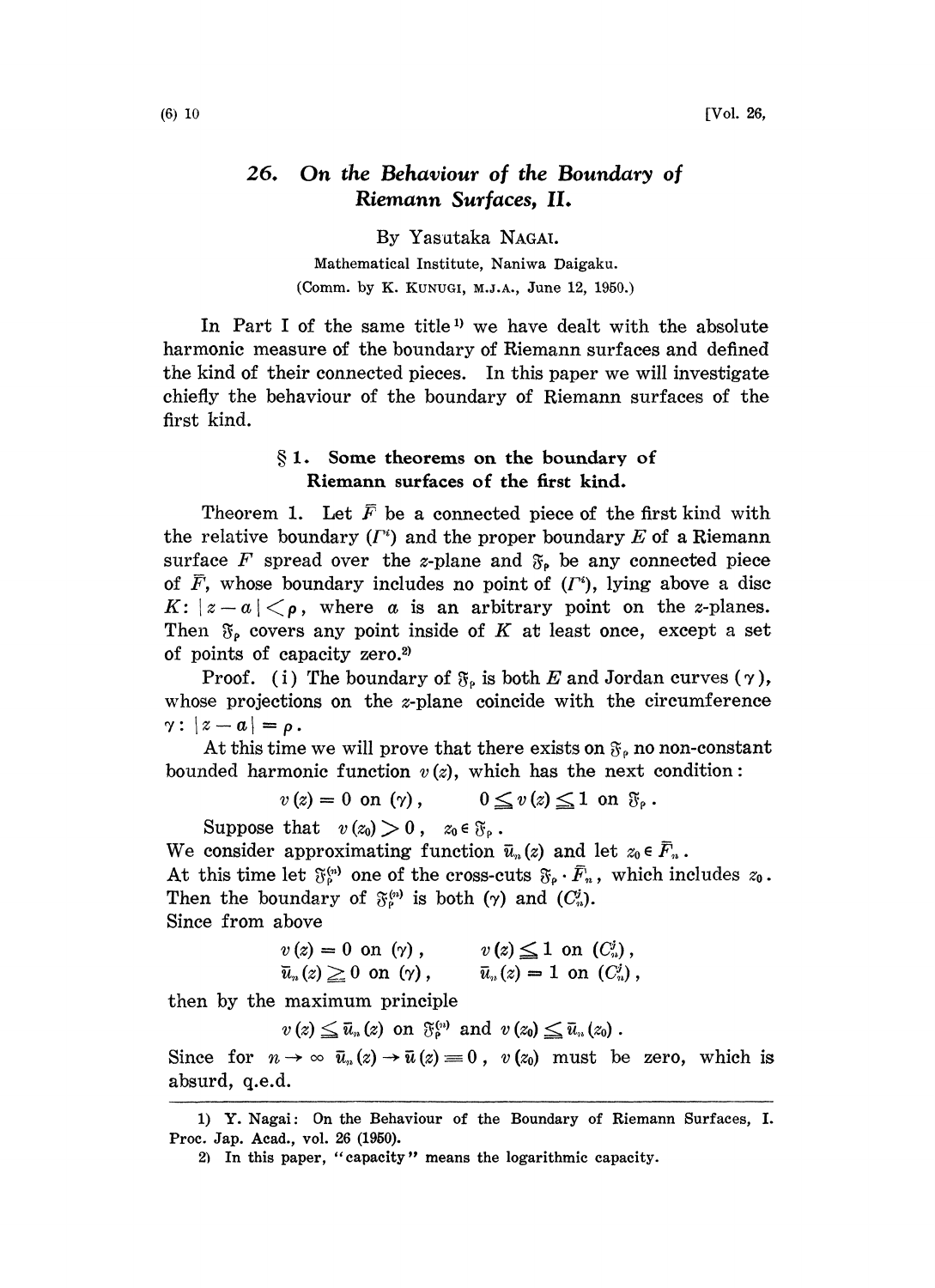# 26. On the Behaviour of the Boundary of Riemann Surfaces, II.

By Yasutaka NAGAI.

Mathematical Institute, Naniwa Daigaku.

(Comm. by K. KUNUGI, M.J.A., June 12, 1950.)

In Part I of the same title[1] we have dealt with the absolute harmonic measure of the boundary of Riemann surfaces and defined the kind of their connected pieces. In this paper we will investigate chiefly the behaviour of the boundary of Riemann surfaces of the first kind.

## § 1. Some theorems on the boundary of Riemann surfaces of the first kind.

Theorem 1. Let $\bar{F}$ be a connected piece of the first kind with the relative boundary $(\Gamma^i)$ and the proper boundary $E$ of a Riemann surface $F$ spread over the $z$-plane and $\mathfrak{F}_\rho$ be any connected piece of $\bar{F}$, whose boundary includes no point of $(\Gamma^i)$, lying above a disc $K$: $|z-a|<\rho$, where $a$ is an arbitrary point on the $z$-planes. Then $\mathfrak{F}_\rho$ covers any point inside of $K$ at least once, except a set of points of capacity zero.[2]

Proof. (i) The boundary of $\mathfrak{F}_\rho$ is both $E$ and Jordan curves $(\gamma)$, whose projections on the $z$-plane coincide with the circumference $\gamma$: $|z-a|=\rho$.

At this time we will prove that there exists on $\mathfrak{F}_\rho$ no non-constant bounded harmonic function $v(z)$, which has the next condition:

$$v(z)=0 \text{ on } (\gamma), \qquad 0 \leqq v(z) \leqq 1 \text{ on } \mathfrak{F}_\rho .$$

Suppose that $v(z_0)>0$, $z_0 \in \mathfrak{F}_\rho$.

We consider approximating function $\bar{u}_n(z)$ and let $z_0 \in \bar{F}_n$.

At this time let $\mathfrak{F}_\rho^{(n)}$ one of the cross-cuts $\mathfrak{F}_\rho \cdot \bar{F}_n$, which includes $z_0$.

Then the boundary of $\mathfrak{F}_\rho^{(n)}$ is both $(\gamma)$ and $(C_n^j)$.

Since from above

$$v(z)=0 \text{ on } (\gamma), \qquad v(z)\leqq 1 \text{ on } (C_n^j),$$
$$\bar{u}_n(z)\geqq 0 \text{ on } (\gamma), \qquad \bar{u}_n(z)=1 \text{ on } (C_n^j),$$

then by the maximum principle

$$v(z) \leqq \bar{u}_n(z) \text{ on } \mathfrak{F}_\rho^{(n)} \text{ and } v(z_0) \leqq \bar{u}_n(z_0) .$$

Since for $n\to\infty$ $\bar{u}_n(z)\to\bar{u}(z)\equiv 0$, $v(z_0)$ must be zero, which is absurd, q.e.d.

---

1) Y. Nagai: On the Behaviour of the Boundary of Riemann Surfaces, I. Proc. Jap. Acad., vol. 26 (1950).

2) In this paper, "capacity" means the logarithmic capacity.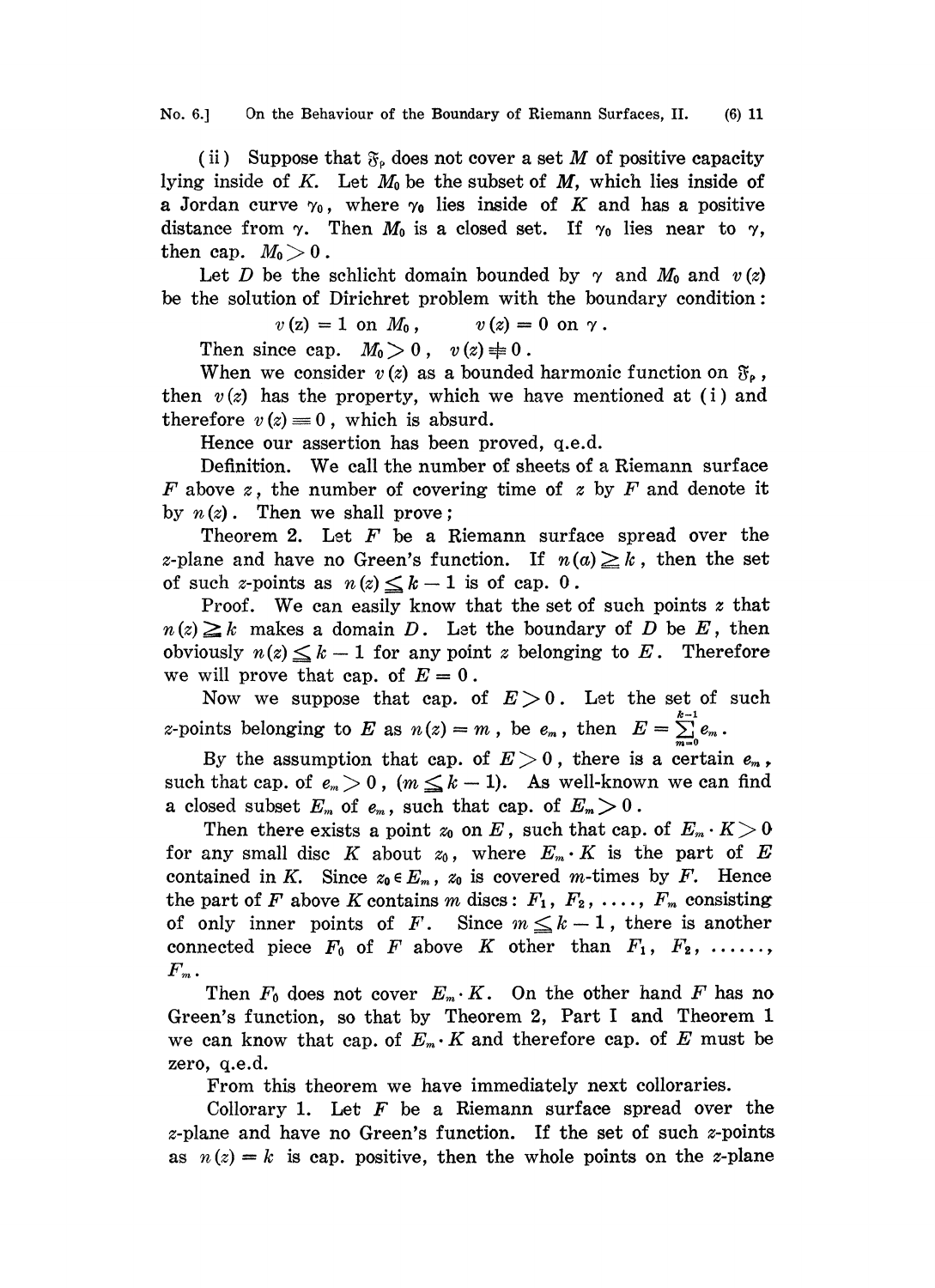(ii) Suppose that $\mathfrak{F}_\rho$ does not cover a set $M$ of positive capacity lying inside of $K$. Let $M_0$ be the subset of $M$, which lies inside of a Jordan curve $\gamma_0$, where $\gamma_0$ lies inside of $K$ and has a positive distance from $\gamma$. Then $M_0$ is a closed set. If $\gamma_0$ lies near to $\gamma$, then cap. $M_0 > 0$.

Let $D$ be the schlicht domain bounded by $\gamma$ and $M_0$ and $v(z)$ be the solution of Dirichret problem with the boundary condition:

$$v(z) = 1 \text{ on } M_0, \qquad v(z) = 0 \text{ on } \gamma.$$

Then since cap. $M_0 > 0$, $v(z) \not\equiv 0$.

When we consider $v(z)$ as a bounded harmonic function on $\mathfrak{F}_\rho$, then $v(z)$ has the property, which we have mentioned at (i) and therefore $v(z) \equiv 0$, which is absurd.

Hence our assertion has been proved, q.e.d.

Definition. We call the number of sheets of a Riemann surface $F$ above $z$, the number of covering time of $z$ by $F$ and denote it by $n(z)$. Then we shall prove;

Theorem 2. Let $F$ be a Riemann surface spread over the $z$-plane and have no Green's function. If $n(a) \geqq k$, then the set of such $z$-points as $n(z) \leqq k-1$ is of cap. $0$.

Proof. We can easily know that the set of such points $z$ that $n(z) \geqq k$ makes a domain $D$. Let the boundary of $D$ be $E$, then obviously $n(z) \leqq k-1$ for any point $z$ belonging to $E$. Therefore we will prove that cap. of $E = 0$.

Now we suppose that cap. of $E > 0$. Let the set of such $z$-points belonging to $E$ as $n(z) = m$, be $e_m$, then $E = \sum_{m=0}^{k-1} e_m$.

By the assumption that cap. of $E > 0$, there is a certain $e_m$, such that cap. of $e_m > 0$, $(m \leqq k-1)$. As well-known we can find a closed subset $E_m$ of $e_m$, such that cap. of $E_m > 0$.

Then there exists a point $z_0$ on $E$, such that cap. of $E_m \cdot K > 0$ for any small disc $K$ about $z_0$, where $E_m \cdot K$ is the part of $E$ contained in $K$. Since $z_0 \in E_m$, $z_0$ is covered $m$-times by $F$. Hence the part of $F$ above $K$ contains $m$ discs: $F_1, F_2, \ldots, F_m$ consisting of only inner points of $F$. Since $m \leqq k-1$, there is another connected piece $F_0$ of $F$ above $K$ other than $F_1, F_2, \ldots\ldots, F_m$.

Then $F_0$ does not cover $E_m \cdot K$. On the other hand $F$ has no Green's function, so that by Theorem 2, Part I and Theorem 1 we can know that cap. of $E_m \cdot K$ and therefore cap. of $E$ must be zero, q.e.d.

From this theorem we have immediately next colloraries.

Collorary 1. Let $F$ be a Riemann surface spread over the $z$-plane and have no Green's function. If the set of such $z$-points as $n(z) = k$ is cap. positive, then the whole points on the $z$-plane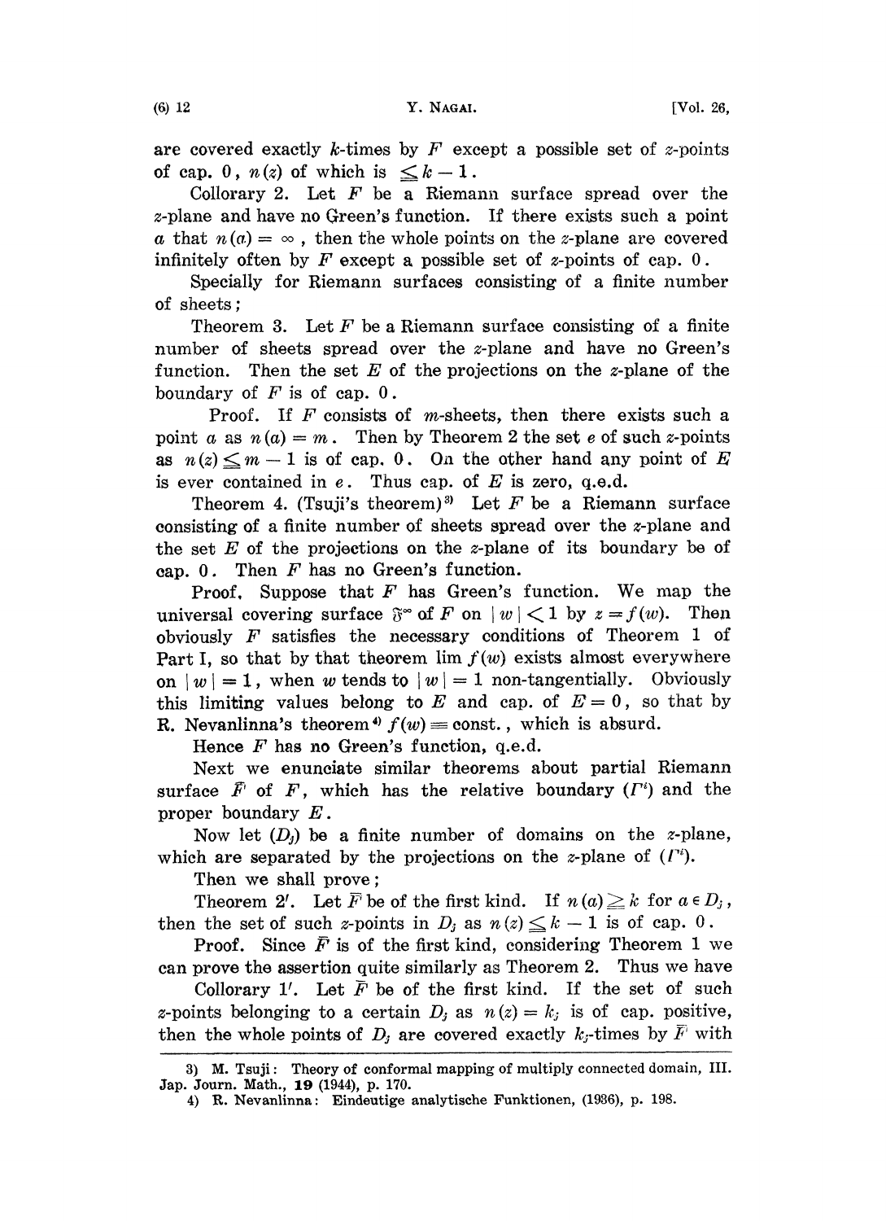are covered exactly $k$-times by $F$ except a possible set of $z$-points of cap. $0$, $n(z)$ of which is $\leq k-1$.

Collorary 2. Let $F$ be a Riemann surface spread over the $z$-plane and have no Green's function. If there exists such a point $a$ that $n(a)=\infty$, then the whole points on the $z$-plane are covered infinitely often by $F$ except a possible set of $z$-points of cap. $0$.

Specially for Riemann surfaces consisting of a finite number of sheets;

Theorem 3. Let $F$ be a Riemann surface consisting of a finite number of sheets spread over the $z$-plane and have no Green's function. Then the set $E$ of the projections on the $z$-plane of the boundary of $F$ is of cap. $0$.

Proof. If $F$ consists of $m$-sheets, then there exists such a point $a$ as $n(a)=m$. Then by Theorem 2 the set $e$ of such $z$-points as $n(z)\leq m-1$ is of cap. $0$. On the other hand any point of $E$ is ever contained in $e$. Thus cap. of $E$ is zero, q.e.d.

Theorem 4. (Tsuji's theorem)[3] Let $F$ be a Riemann surface consisting of a finite number of sheets spread over the $z$-plane and the set $E$ of the projections on the $z$-plane of its boundary be of cap. $0$. Then $F$ has no Green's function.

Proof. Suppose that $F$ has Green's function. We map the universal covering surface $\mathfrak{F}^{\infty}$ of $F$ on $|w|<1$ by $z=f(w)$. Then obviously $F$ satisfies the necessary conditions of Theorem 1 of Part I, so that by that theorem $\lim f(w)$ exists almost everywhere on $|w|=1$, when $w$ tends to $|w|=1$ non-tangentially. Obviously this limiting values belong to $E$ and cap. of $E=0$, so that by R. Nevanlinna's theorem[4] $f(w)\equiv$ const., which is absurd.

Hence $F$ has no Green's function, q.e.d.

Next we enunciate similar theorems about partial Riemann surface $\bar{F}$ of $F$, which has the relative boundary $(\Gamma^i)$ and the proper boundary $E$.

Now let $(D_j)$ be a finite number of domains on the $z$-plane, which are separated by the projections on the $z$-plane of $(\Gamma^i)$.

Then we shall prove;

Theorem 2′. Let $\bar{F}$ be of the first kind. If $n(a)\geq k$ for $a\in D_j$, then the set of such $z$-points in $D_j$ as $n(z)\leq k-1$ is of cap. $0$.

Proof. Since $\bar{F}$ is of the first kind, considering Theorem 1 we can prove the assertion quite similarly as Theorem 2. Thus we have

Collorary 1′. Let $\bar{F}$ be of the first kind. If the set of such $z$-points belonging to a certain $D_j$ as $n(z)=k_j$ is of cap. positive, then the whole points of $D_j$ are covered exactly $k_j$-times by $\bar{F}$ with

---

3) M. Tsuji: Theory of conformal mapping of multiply connected domain, III. Jap. Journ. Math., **19** (1944), p. 170.

4) R. Nevanlinna: Eindeutige analytische Funktionen, (1936), p. 198.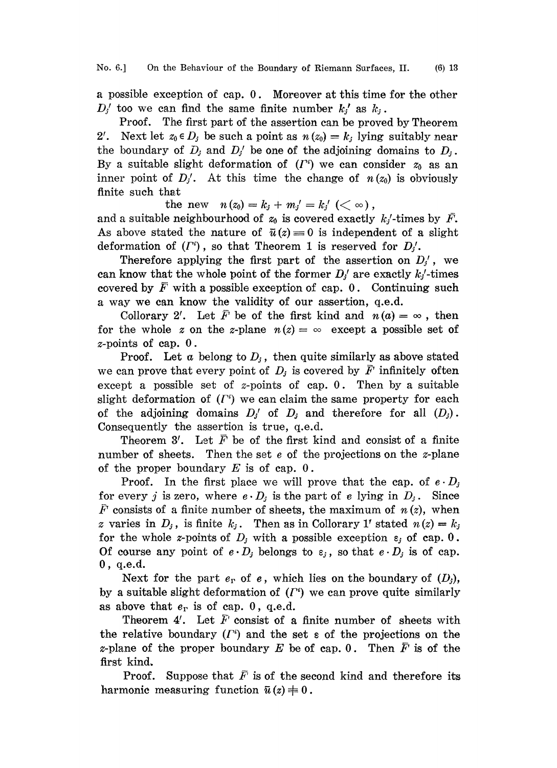a possible exception of cap. 0. Moreover at this time for the other $D_j'$ too we can find the same finite number $k_j'$ as $k_j$.

Proof. The first part of the assertion can be proved by Theorem 2′. Next let $z_0 \in D_j$ be such a point as $n(z_0) = k_j$ lying suitably near the boundary of $D_j$ and $D_j'$ be one of the adjoining domains to $D_j$. By a suitable slight deformation of $(\Gamma^i)$ we can consider $z_0$ as an inner point of $D_j'$. At this time the change of $n(z_0)$ is obviously finite such that

$$\text{the new} \quad n(z_0) = k_j + m_j' = k_j' \ (< \infty),$$

and a suitable neighbourhood of $z_0$ is covered exactly $k_j'$-times by $\bar{F}$. As above stated the nature of $\bar{u}(z) \equiv 0$ is independent of a slight deformation of $(\Gamma^i)$, so that Theorem 1 is reserved for $D_j'$.

Therefore applying the first part of the assertion on $D_j'$, we can know that the whole point of the former $D_j'$ are exactly $k_j'$-times covered by $\bar{F}$ with a possible exception of cap. 0. Continuing such a way we can know the validity of our assertion, q.e.d.

Collorary 2′. Let $\bar{F}$ be of the first kind and $n(a) = \infty$, then for the whole $z$ on the $z$-plane $n(z) = \infty$ except a possible set of $z$-points of cap. 0.

Proof. Let $a$ belong to $D_j$, then quite similarly as above stated we can prove that every point of $D_j$ is covered by $\bar{F}$ infinitely often except a possible set of $z$-points of cap. 0. Then by a suitable slight deformation of $(\Gamma^i)$ we can claim the same property for each of the adjoining domains $D_j'$ of $D_j$ and therefore for all $(D_j)$. Consequently the assertion is true, q.e.d.

Theorem 3′. Let $\bar{F}$ be of the first kind and consist of a finite number of sheets. Then the set $e$ of the projections on the $z$-plane of the proper boundary $E$ is of cap. 0.

Proof. In the first place we will prove that the cap. of $e \cdot D_j$ for every $j$ is zero, where $e \cdot D_j$ is the part of $e$ lying in $D_j$. Since $\bar{F}$ consists of a finite number of sheets, the maximum of $n(z)$, when $z$ varies in $D_j$, is finite $k_j$. Then as in Collorary 1′ stated $n(z) = k_j$ for the whole $z$-points of $D_j$ with a possible exception $\varepsilon_j$ of cap. 0. Of course any point of $e \cdot D_j$ belongs to $\varepsilon_j$, so that $e \cdot D_j$ is of cap. 0, q.e.d.

Next for the part $e_\Gamma$ of $e$, which lies on the boundary of $(D_j)$, by a suitable slight deformation of $(\Gamma^i)$ we can prove quite similarly as above that $e_\Gamma$ is of cap. 0, q.e.d.

Theorem 4′. Let $\bar{F}$ consist of a finite number of sheets with the relative boundary $(\Gamma^i)$ and the set $\varepsilon$ of the projections on the $z$-plane of the proper boundary $E$ be of cap. 0. Then $\bar{F}$ is of the first kind.

Proof. Suppose that $\bar{F}$ is of the second kind and therefore its harmonic measuring function $\bar{u}(z) \not\equiv 0$.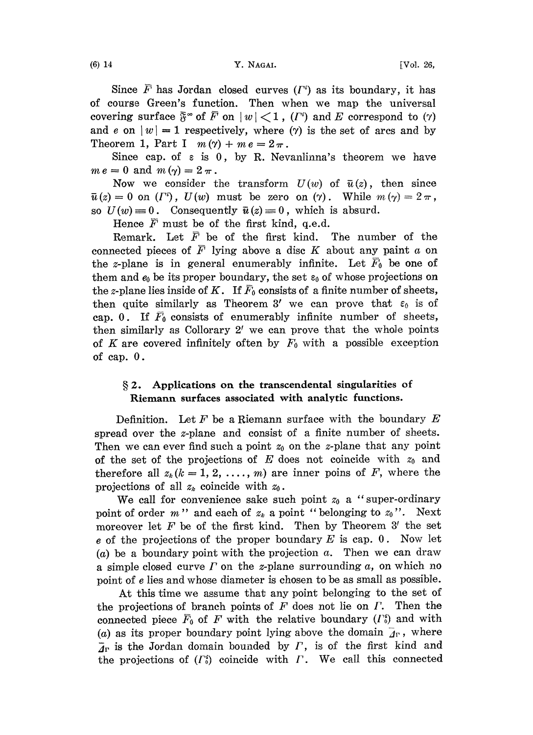Since $\bar{F}$ has Jordan closed curves $(\Gamma^i)$ as its boundary, it has of course Green's function. Then when we map the universal covering surface $\mathfrak{F}^\infty$ of $\bar{F}$ on $|w|<1$, $(\Gamma^i)$ and $E$ correspond to $(\gamma)$ and $e$ on $|w|=1$ respectively, where $(\gamma)$ is the set of arcs and by Theorem 1, Part I $m(\gamma)+me=2\pi$.

Since cap. of $\varepsilon$ is $0$, by R. Nevanlinna's theorem we have $me=0$ and $m(\gamma)=2\pi$.

Now we consider the transform $U(w)$ of $\bar{u}(z)$, then since $\bar{u}(z)=0$ on $(\Gamma^i)$, $U(w)$ must be zero on $(\gamma)$. While $m(\gamma)=2\pi$, so $U(w)\equiv 0$. Consequently $\bar{u}(z)\equiv 0$, which is absurd.

Hence $\bar{F}$ must be of the first kind, q.e.d.

Remark. Let $\bar{F}$ be of the first kind. The number of the connected pieces of $\bar{F}$ lying above a disc $K$ about any paint $a$ on the $z$-plane is in general enumerably infinite. Let $\bar{F}_0$ be one of them and $e_0$ be its proper boundary, the set $\varepsilon_0$ of whose projections on the $z$-plane lies inside of $K$. If $\bar{F}_0$ consists of a finite number of sheets, then quite similarly as Theorem 3′ we can prove that $\varepsilon_0$ is of cap. $0$. If $\bar{F}_0$ consists of enumerably infinite number of sheets, then similarly as Collorary 2′ we can prove that the whole points of $K$ are covered infinitely often by $F_0$ with a possible exception of cap. $0$.

## § 2. Applications on the transcendental singularities of Riemann surfaces associated with analytic functions.

Definition. Let $F$ be a Riemann surface with the boundary $E$ spread over the $z$-plane and consist of a finite number of sheets. Then we can ever find such a point $z_0$ on the $z$-plane that any point of the set of the projections of $E$ does not coincide with $z_0$ and therefore all $z_k\,(k=1,2,\ldots,m)$ are inner poins of $F$, where the projections of all $z_k$ coincide with $z_0$.

We call for convenience sake such point $z_0$ a "super-ordinary point of order $m$" and each of $z_k$ a point "belonging to $z_0$". Next moreover let $F$ be of the first kind. Then by Theorem 3′ the set $e$ of the projections of the proper boundary $E$ is cap. $0$. Now let $(a)$ be a boundary point with the projection $a$. Then we can draw a simple closed curve $\Gamma$ on the $z$-plane surrounding $a$, on which no point of $e$ lies and whose diameter is chosen to be as small as possible.

At this time we assume that any point belonging to the set of the projections of branch points of $F$ does not lie on $\Gamma$. Then the connected piece $\bar{F}_0$ of $F$ with the relative boundary $(\Gamma_0^i)$ and with $(a)$ as its proper boundary point lying above the domain $\bar{\Delta}_\Gamma$, where $\bar{\Delta}_\Gamma$ is the Jordan domain bounded by $\Gamma$, is of the first kind and the projections of $(\Gamma_0^i)$ coincide with $\Gamma$. We call this connected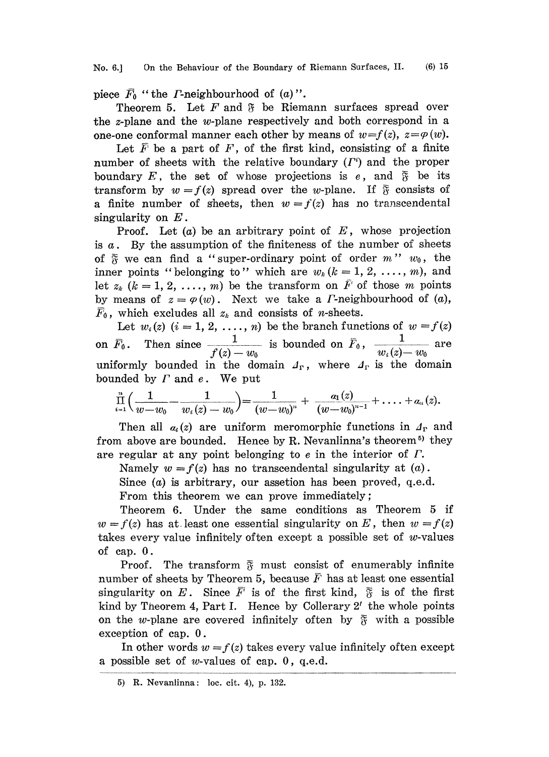piece $\bar{F}_0$ "the $\Gamma$-neighbourhood of $(a)$".

Theorem 5. Let $F$ and $\mathfrak{F}$ be Riemann surfaces spread over the $z$-plane and the $w$-plane respectively and both correspond in a one-one conformal manner each other by means of $w=f(z)$, $z=\varphi(w)$.

Let $\bar{F}$ be a part of $F$, of the first kind, consisting of a finite number of sheets with the relative boundary $(\Gamma^i)$ and the proper boundary $E$, the set of whose projections is $e$, and $\bar{\mathfrak{F}}$ be its transform by $w=f(z)$ spread over the $w$-plane. If $\bar{\mathfrak{F}}$ consists of a finite number of sheets, then $w=f(z)$ has no transcendental singularity on $E$.

Proof. Let $(a)$ be an arbitrary point of $E$, whose projection is $a$. By the assumption of the finiteness of the number of sheets of $\bar{\mathfrak{F}}$ we can find a "super-ordinary point of order $m$" $w_0$, the inner points "belonging to" which are $w_k$ $(k=1, 2, \ldots, m)$, and let $z_k$ $(k=1, 2, \ldots, m)$ be the transform on $\bar{F}$ of those $m$ points by means of $z=\varphi(w)$. Next we take a $\Gamma$-neighbourhood of $(a)$, $\bar{F}_0$, which excludes all $z_k$ and consists of $n$-sheets.

Let $w_i(z)$ $(i=1, 2, \ldots, n)$ be the branch functions of $w=f(z)$ on $\bar{F}_0$. Then since $\dfrac{1}{f(z)-w_0}$ is bounded on $\bar{F}_0$, $\dfrac{1}{w_i(z)-w_0}$ are uniformly bounded in the domain $\Delta_\Gamma$, where $\Delta_\Gamma$ is the domain bounded by $\Gamma$ and $e$. We put

$$\prod_{i=1}^{n}\left(\frac{1}{w-w_0}-\frac{1}{w_i(z)-w_0}\right)=\frac{1}{(w-w_0)^n}+\frac{a_1(z)}{(w-w_0)^{n-1}}+\ldots+a_n(z).$$

Then all $a_i(z)$ are uniform meromorphic functions in $\Delta_\Gamma$ and from above are bounded. Hence by R. Nevanlinna's theorem[5] they are regular at any point belonging to $e$ in the interior of $\Gamma$.

Namely $w=f(z)$ has no transcendental singularity at $(a)$.

Since $(a)$ is arbitrary, our assetion has been proved, q.e.d.

From this theorem we can prove immediately;

Theorem 6. Under the same conditions as Theorem 5 if $w=f(z)$ has at least one essential singularity on $E$, then $w=f(z)$ takes every value infinitely often except a possible set of $w$-values of cap. $0$.

Proof. The transform $\bar{\mathfrak{F}}$ must consist of enumerably infinite number of sheets by Theorem 5, because $\bar{F}$ has at least one essential singularity on $E$. Since $\bar{F}$ is of the first kind, $\bar{\mathfrak{F}}$ is of the first kind by Theorem 4, Part I. Hence by Collerary $2'$ the whole points on the $w$-plane are covered infinitely often by $\bar{\mathfrak{F}}$ with a possible exception of cap. $0$.

In other words $w=f(z)$ takes every value infinitely often except a possible set of $w$-values of cap. $0$, q.e.d.

---

5) R. Nevanlinna: loc. cit. 4), p. 132.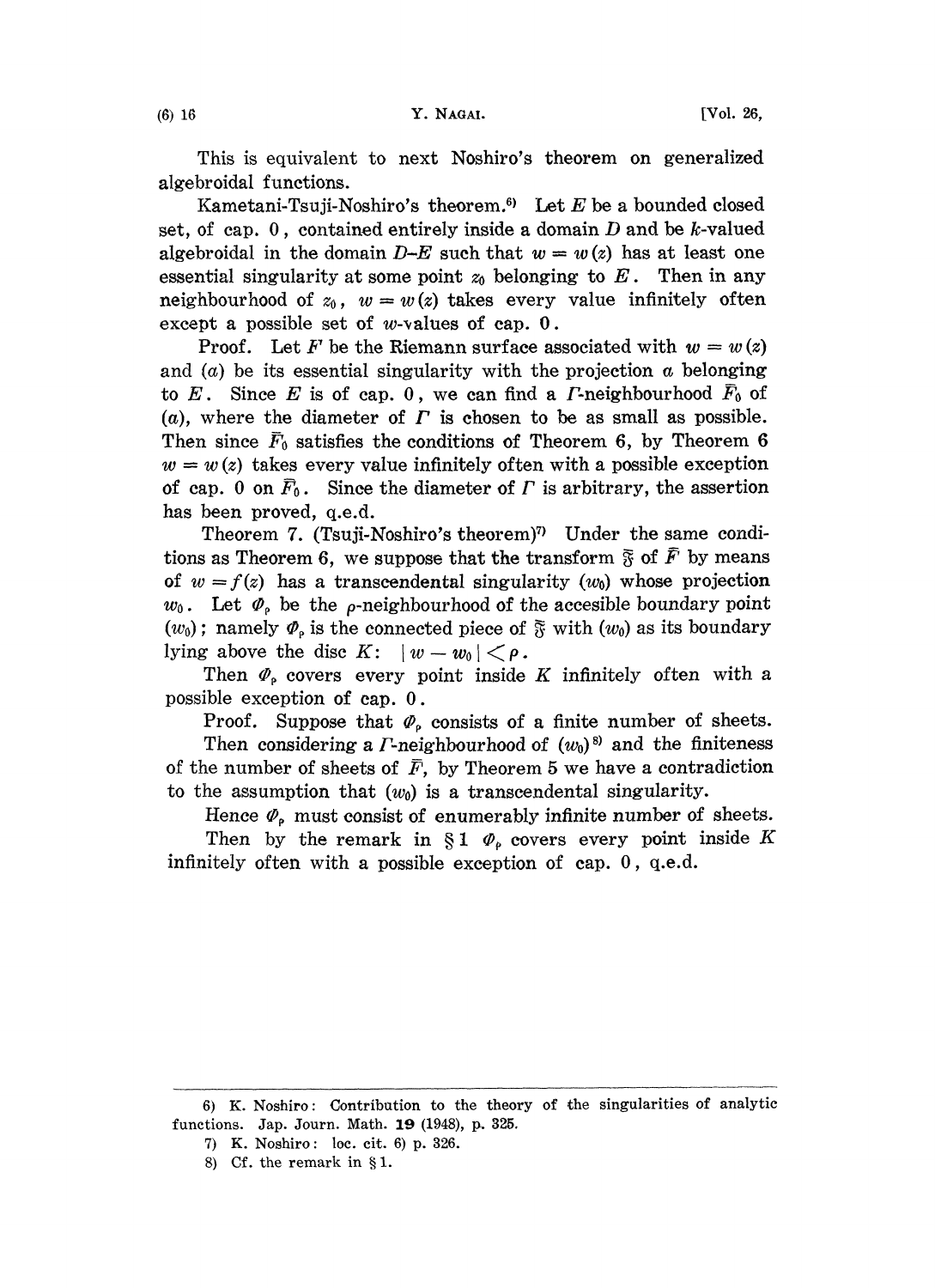This is equivalent to next Noshiro's theorem on generalized algebroidal functions.

Kametani-Tsuji-Noshiro's theorem.[6] Let $E$ be a bounded closed set, of cap. $0$, contained entirely inside a domain $D$ and be $k$-valued algebroidal in the domain $D$–$E$ such that $w = w(z)$ has at least one essential singularity at some point $z_0$ belonging to $E$. Then in any neighbourhood of $z_0$, $w = w(z)$ takes every value infinitely often except a possible set of $w$-values of cap. $0$.

Proof. Let $F$ be the Riemann surface associated with $w = w(z)$ and $(a)$ be its essential singularity with the projection $a$ belonging to $E$. Since $E$ is of cap. $0$, we can find a $\Gamma$-neighbourhood $\bar{F}_0$ of $(a)$, where the diameter of $\Gamma$ is chosen to be as small as possible. Then since $\bar{F}_0$ satisfies the conditions of Theorem 6, by Theorem 6 $w = w(z)$ takes every value infinitely often with a possible exception of cap. $0$ on $\bar{F}_0$. Since the diameter of $\Gamma$ is arbitrary, the assertion has been proved, q.e.d.

Theorem 7. (Tsuji-Noshiro's theorem)[7] Under the same conditions as Theorem 6, we suppose that the transform $\bar{\mathfrak{F}}$ of $\bar{F}$ by means of $w = f(z)$ has a transcendental singularity $(w_0)$ whose projection $w_0$. Let $\Phi_\rho$ be the $\rho$-neighbourhood of the accesible boundary point $(w_0)$; namely $\Phi_\rho$ is the connected piece of $\bar{\mathfrak{F}}$ with $(w_0)$ as its boundary lying above the disc $K$: $|w - w_0| < \rho$.

Then $\Phi_\rho$ covers every point inside $K$ infinitely often with a possible exception of cap. $0$.

Proof. Suppose that $\Phi_\rho$ consists of a finite number of sheets.

Then considering a $\Gamma$-neighbourhood of $(w_0)$[8] and the finiteness of the number of sheets of $\bar{F}$, by Theorem 5 we have a contradiction to the assumption that $(w_0)$ is a transcendental singularity.

Hence $\Phi_\rho$ must consist of enumerably infinite number of sheets.

Then by the remark in § 1 $\Phi_\rho$ covers every point inside $K$ infinitely often with a possible exception of cap. $0$, q.e.d.

---

6) K. Noshiro: Contribution to the theory of the singularities of analytic functions. Jap. Journ. Math. **19** (1948), p. 325.

7) K. Noshiro: loc. cit. 6) p. 326.

8) Cf. the remark in § 1.